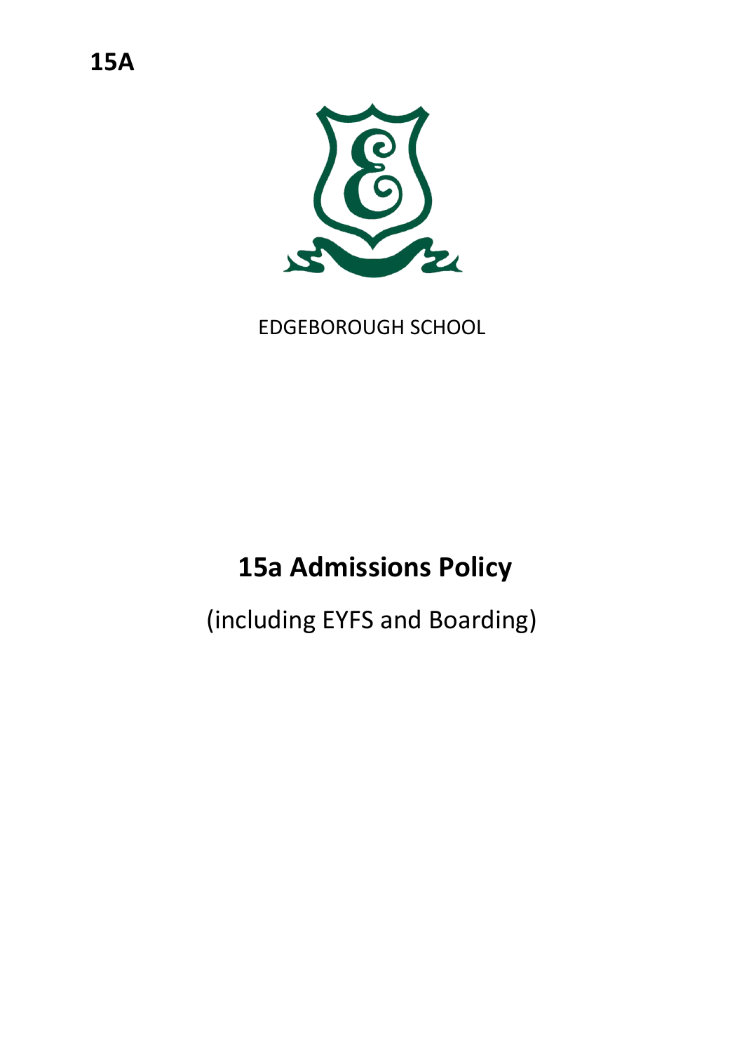**15A**

EDGEBOROUGH SCHOOL

# 15a Admissions Policy

(including EYFS and Boarding)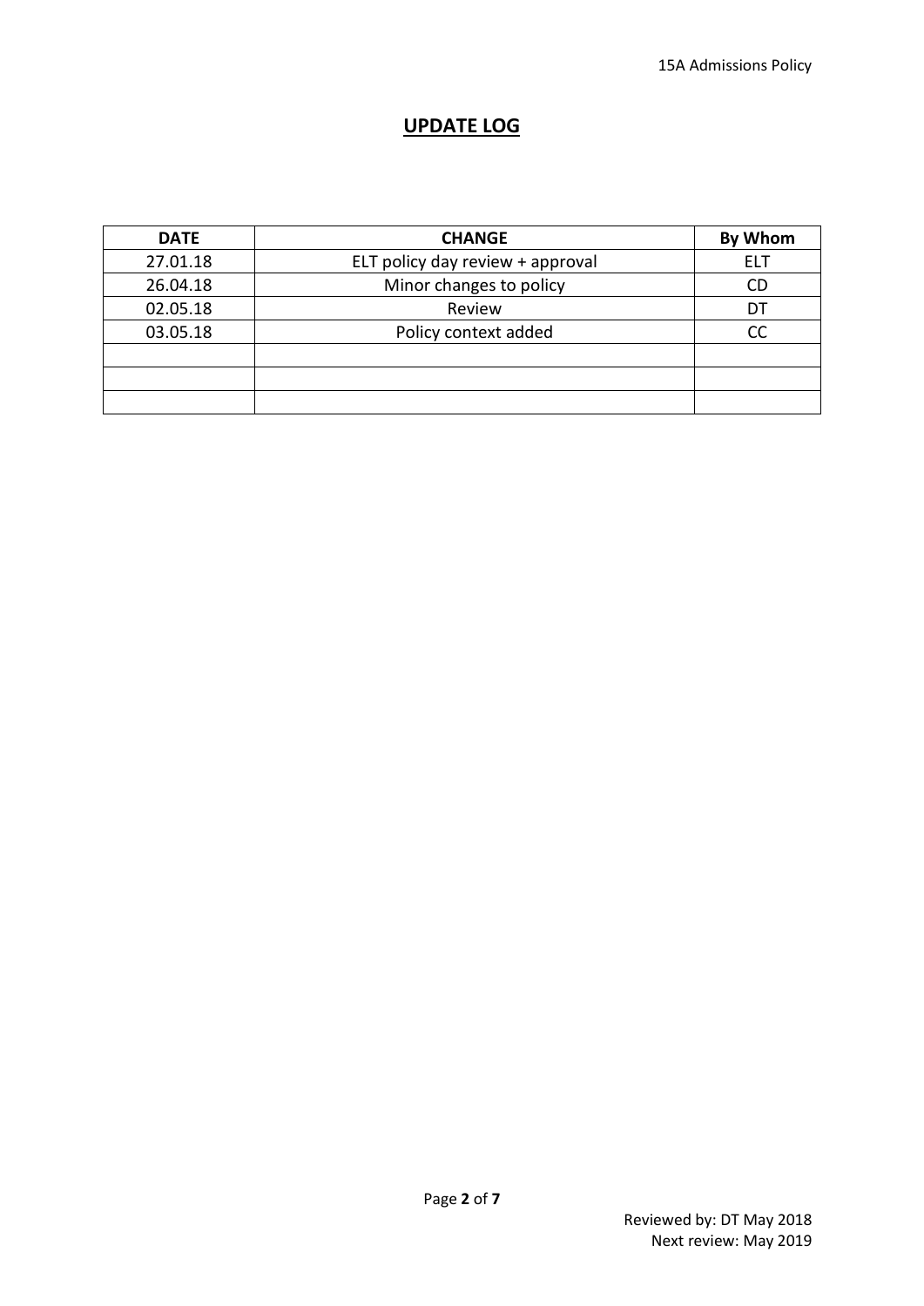## UPDATE LOG

| DATE | CHANGE | By Whom |
|---|---|---|
| 27.01.18 | ELT policy day review + approval | ELT |
| 26.04.18 | Minor changes to policy | CD |
| 02.05.18 | Review | DT |
| 03.05.18 | Policy context added | CC |
| | | |
| | | |
| | | |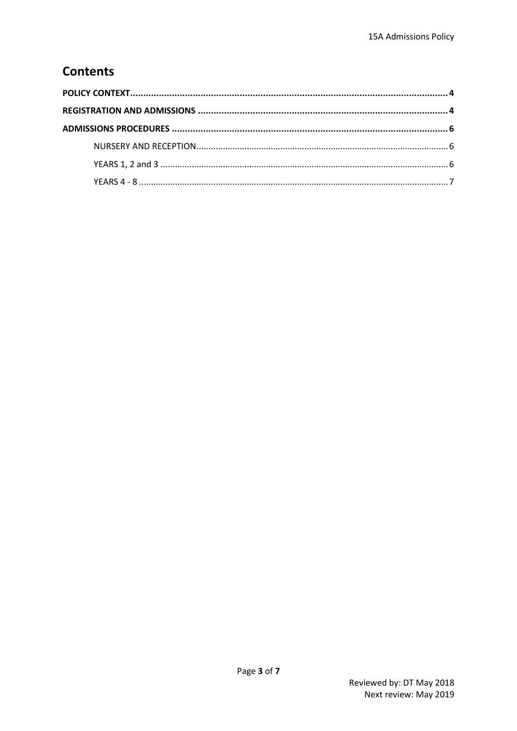## Contents

**POLICY CONTEXT** .......... **4**

**REGISTRATION AND ADMISSIONS** .......... **4**

**ADMISSIONS PROCEDURES** .......... **6**

- NURSERY AND RECEPTION .......... 6
- YEARS 1, 2 and 3 .......... 6
- YEARS 4 - 8 .......... 7

Reviewed by: DT May 2018
Next review: May 2019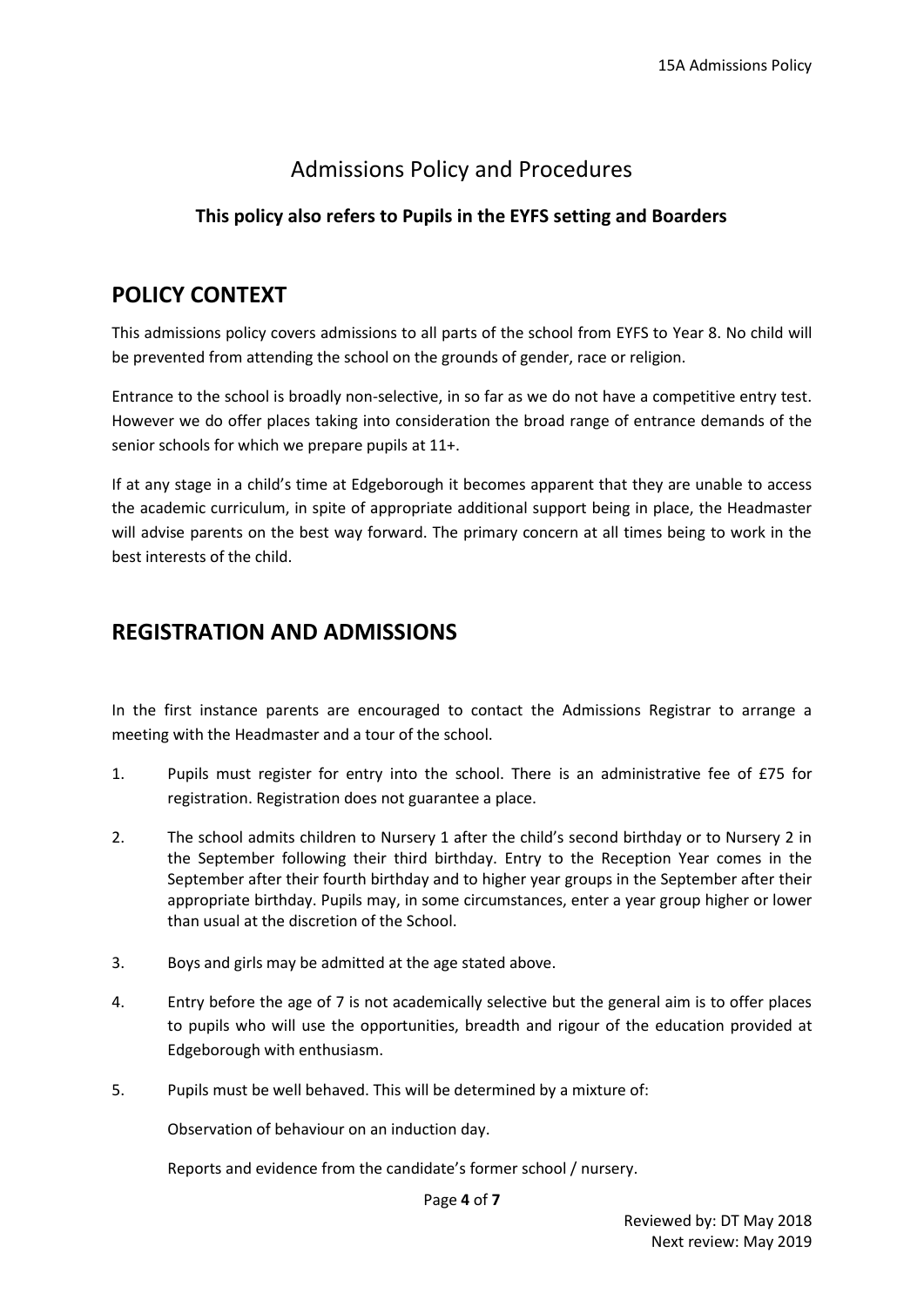# Admissions Policy and Procedures

**This policy also refers to Pupils in the EYFS setting and Boarders**

## POLICY CONTEXT

This admissions policy covers admissions to all parts of the school from EYFS to Year 8. No child will be prevented from attending the school on the grounds of gender, race or religion.

Entrance to the school is broadly non-selective, in so far as we do not have a competitive entry test. However we do offer places taking into consideration the broad range of entrance demands of the senior schools for which we prepare pupils at 11+.

If at any stage in a child's time at Edgeborough it becomes apparent that they are unable to access the academic curriculum, in spite of appropriate additional support being in place, the Headmaster will advise parents on the best way forward. The primary concern at all times being to work in the best interests of the child.

## REGISTRATION AND ADMISSIONS

In the first instance parents are encouraged to contact the Admissions Registrar to arrange a meeting with the Headmaster and a tour of the school.

1. Pupils must register for entry into the school. There is an administrative fee of £75 for registration. Registration does not guarantee a place.

2. The school admits children to Nursery 1 after the child's second birthday or to Nursery 2 in the September following their third birthday. Entry to the Reception Year comes in the September after their fourth birthday and to higher year groups in the September after their appropriate birthday. Pupils may, in some circumstances, enter a year group higher or lower than usual at the discretion of the School.

3. Boys and girls may be admitted at the age stated above.

4. Entry before the age of 7 is not academically selective but the general aim is to offer places to pupils who will use the opportunities, breadth and rigour of the education provided at Edgeborough with enthusiasm.

5. Pupils must be well behaved. This will be determined by a mixture of:

   Observation of behaviour on an induction day.

   Reports and evidence from the candidate's former school / nursery.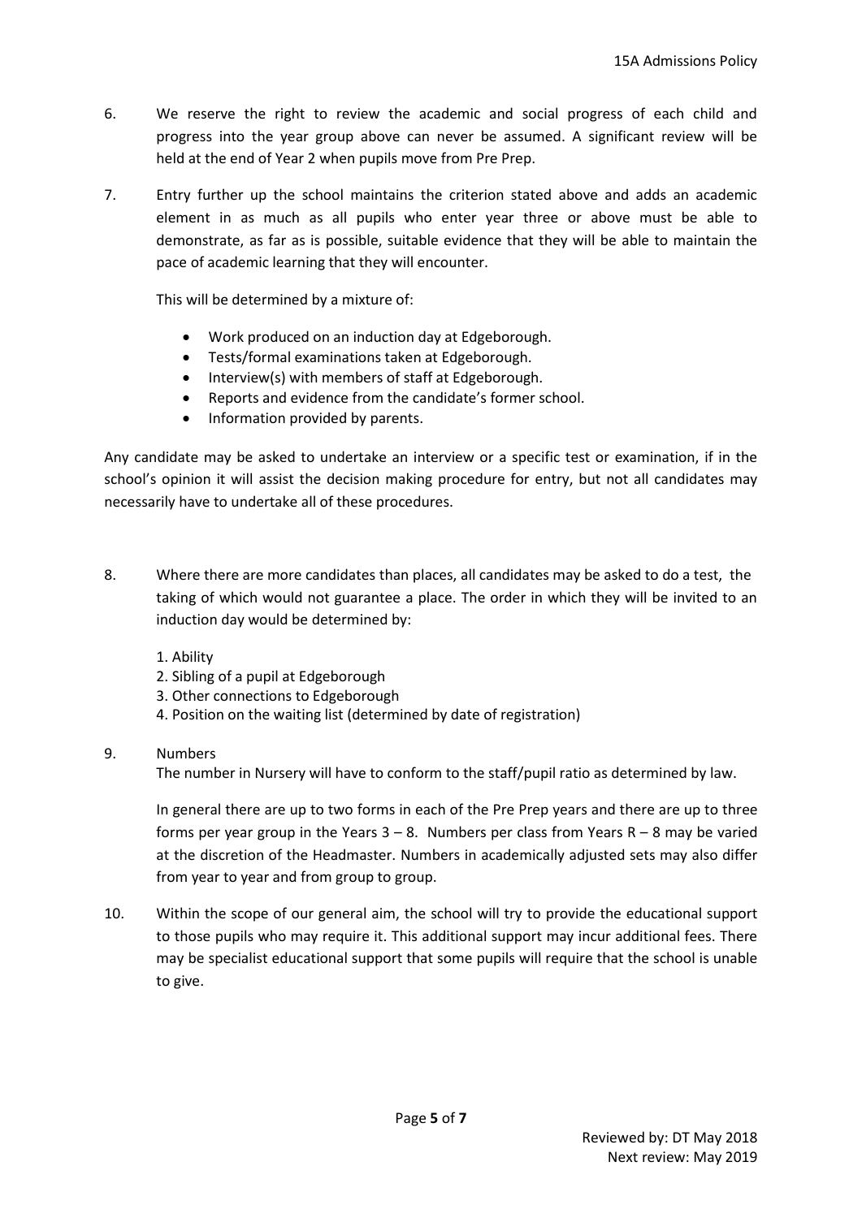6. We reserve the right to review the academic and social progress of each child and progress into the year group above can never be assumed. A significant review will be held at the end of Year 2 when pupils move from Pre Prep.

7. Entry further up the school maintains the criterion stated above and adds an academic element in as much as all pupils who enter year three or above must be able to demonstrate, as far as is possible, suitable evidence that they will be able to maintain the pace of academic learning that they will encounter.

   This will be determined by a mixture of:

   - Work produced on an induction day at Edgeborough.
   - Tests/formal examinations taken at Edgeborough.
   - Interview(s) with members of staff at Edgeborough.
   - Reports and evidence from the candidate's former school.
   - Information provided by parents.

Any candidate may be asked to undertake an interview or a specific test or examination, if in the school's opinion it will assist the decision making procedure for entry, but not all candidates may necessarily have to undertake all of these procedures.

8. Where there are more candidates than places, all candidates may be asked to do a test, the taking of which would not guarantee a place. The order in which they will be invited to an induction day would be determined by:

   1. Ability
   2. Sibling of a pupil at Edgeborough
   3. Other connections to Edgeborough
   4. Position on the waiting list (determined by date of registration)

9. Numbers

   The number in Nursery will have to conform to the staff/pupil ratio as determined by law.

   In general there are up to two forms in each of the Pre Prep years and there are up to three forms per year group in the Years 3 – 8. Numbers per class from Years R – 8 may be varied at the discretion of the Headmaster. Numbers in academically adjusted sets may also differ from year to year and from group to group.

10. Within the scope of our general aim, the school will try to provide the educational support to those pupils who may require it. This additional support may incur additional fees. There may be specialist educational support that some pupils will require that the school is unable to give.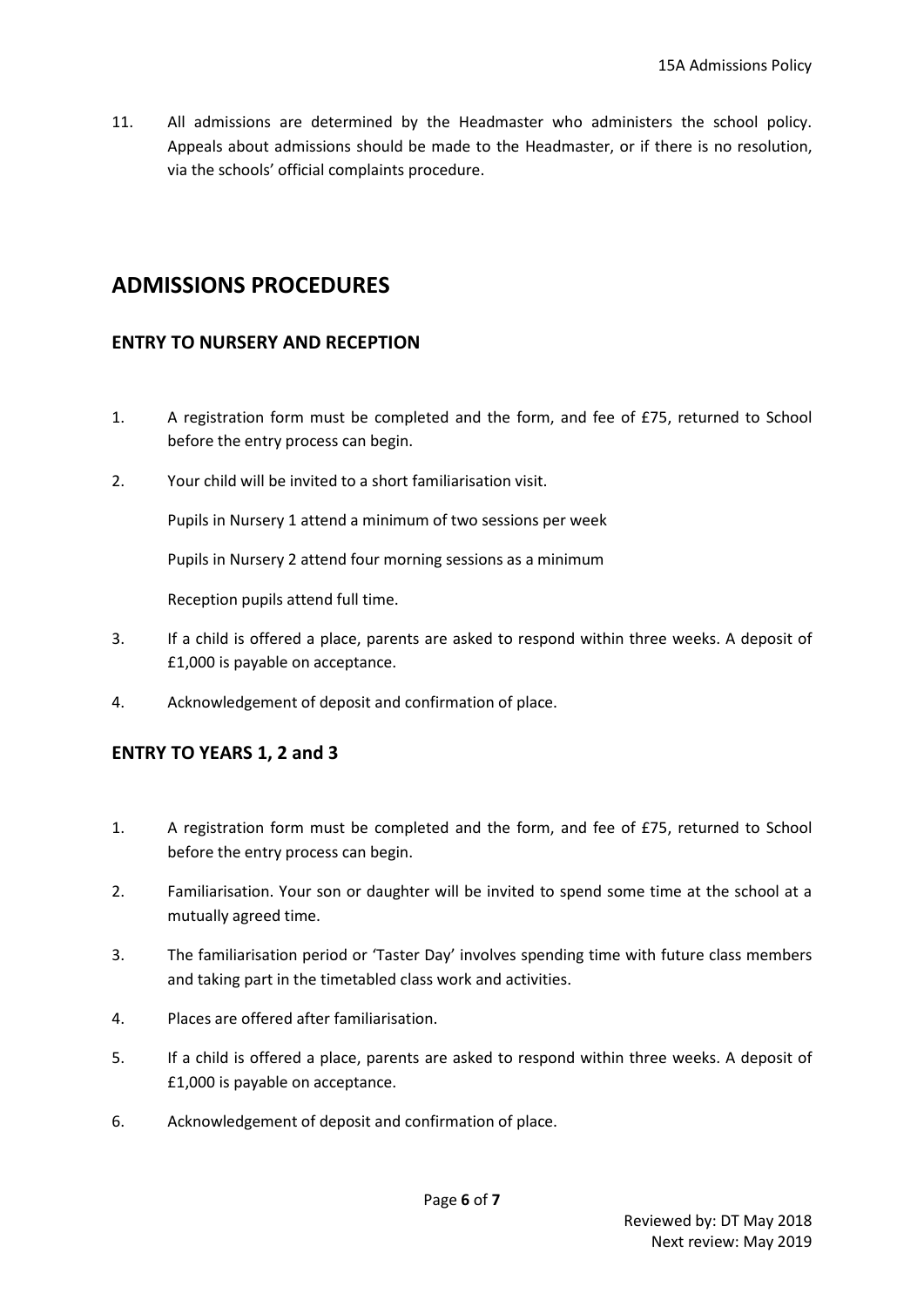11. All admissions are determined by the Headmaster who administers the school policy. Appeals about admissions should be made to the Headmaster, or if there is no resolution, via the schools' official complaints procedure.

# ADMISSIONS PROCEDURES

## ENTRY TO NURSERY AND RECEPTION

1. A registration form must be completed and the form, and fee of £75, returned to School before the entry process can begin.
2. Your child will be invited to a short familiarisation visit.

   Pupils in Nursery 1 attend a minimum of two sessions per week

   Pupils in Nursery 2 attend four morning sessions as a minimum

   Reception pupils attend full time.
3. If a child is offered a place, parents are asked to respond within three weeks. A deposit of £1,000 is payable on acceptance.
4. Acknowledgement of deposit and confirmation of place.

## ENTRY TO YEARS 1, 2 and 3

1. A registration form must be completed and the form, and fee of £75, returned to School before the entry process can begin.
2. Familiarisation. Your son or daughter will be invited to spend some time at the school at a mutually agreed time.
3. The familiarisation period or 'Taster Day' involves spending time with future class members and taking part in the timetabled class work and activities.
4. Places are offered after familiarisation.
5. If a child is offered a place, parents are asked to respond within three weeks. A deposit of £1,000 is payable on acceptance.
6. Acknowledgement of deposit and confirmation of place.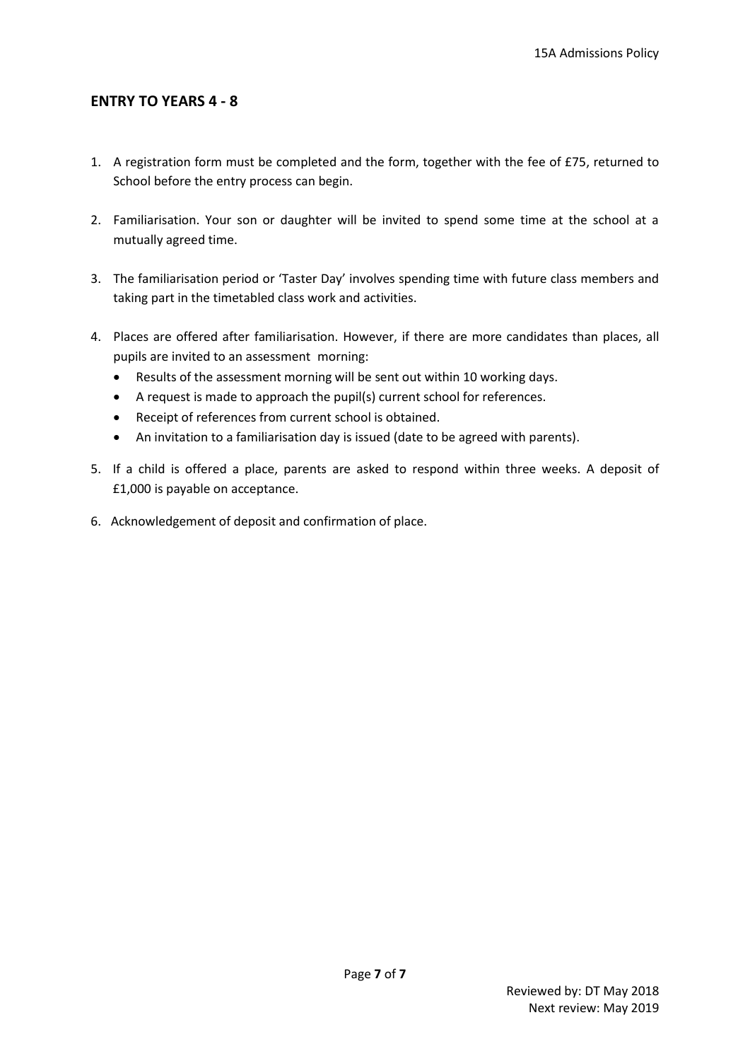## ENTRY TO YEARS 4 - 8

1. A registration form must be completed and the form, together with the fee of £75, returned to School before the entry process can begin.

2. Familiarisation. Your son or daughter will be invited to spend some time at the school at a mutually agreed time.

3. The familiarisation period or 'Taster Day' involves spending time with future class members and taking part in the timetabled class work and activities.

4. Places are offered after familiarisation. However, if there are more candidates than places, all pupils are invited to an assessment morning:
   - Results of the assessment morning will be sent out within 10 working days.
   - A request is made to approach the pupil(s) current school for references.
   - Receipt of references from current school is obtained.
   - An invitation to a familiarisation day is issued (date to be agreed with parents).

5. If a child is offered a place, parents are asked to respond within three weeks. A deposit of £1,000 is payable on acceptance.

6. Acknowledgement of deposit and confirmation of place.

Reviewed by: DT May 2018
Next review: May 2019